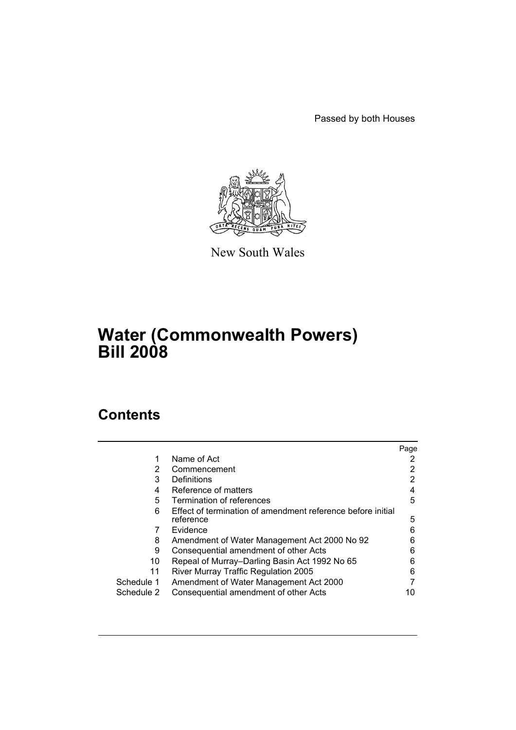Passed by both Houses

New South Wales

# Water (Commonwealth Powers) Bill 2008

## Contents

| | | Page |
|---|---|---|
| 1 | Name of Act | 2 |
| 2 | Commencement | 2 |
| 3 | Definitions | 2 |
| 4 | Reference of matters | 4 |
| 5 | Termination of references | 5 |
| 6 | Effect of termination of amendment reference before initial reference | 5 |
| 7 | Evidence | 6 |
| 8 | Amendment of Water Management Act 2000 No 92 | 6 |
| 9 | Consequential amendment of other Acts | 6 |
| 10 | Repeal of Murray–Darling Basin Act 1992 No 65 | 6 |
| 11 | River Murray Traffic Regulation 2005 | 6 |
| Schedule 1 | Amendment of Water Management Act 2000 | 7 |
| Schedule 2 | Consequential amendment of other Acts | 10 |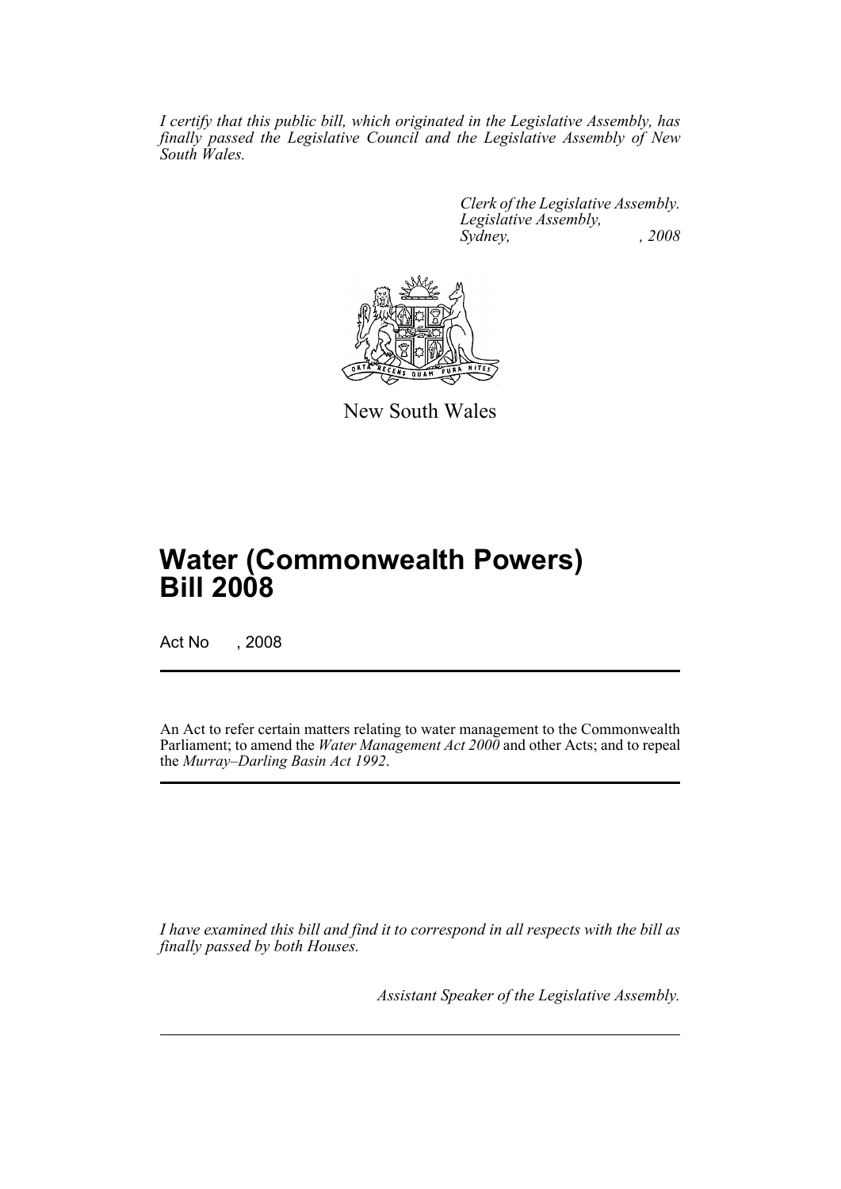*I certify that this public bill, which originated in the Legislative Assembly, has finally passed the Legislative Council and the Legislative Assembly of New South Wales.*

*Clerk of the Legislative Assembly.*
*Legislative Assembly,*
*Sydney, , 2008*

New South Wales

# Water (Commonwealth Powers) Bill 2008

Act No , 2008

An Act to refer certain matters relating to water management to the Commonwealth Parliament; to amend the *Water Management Act 2000* and other Acts; and to repeal the *Murray–Darling Basin Act 1992*.

*I have examined this bill and find it to correspond in all respects with the bill as finally passed by both Houses.*

*Assistant Speaker of the Legislative Assembly.*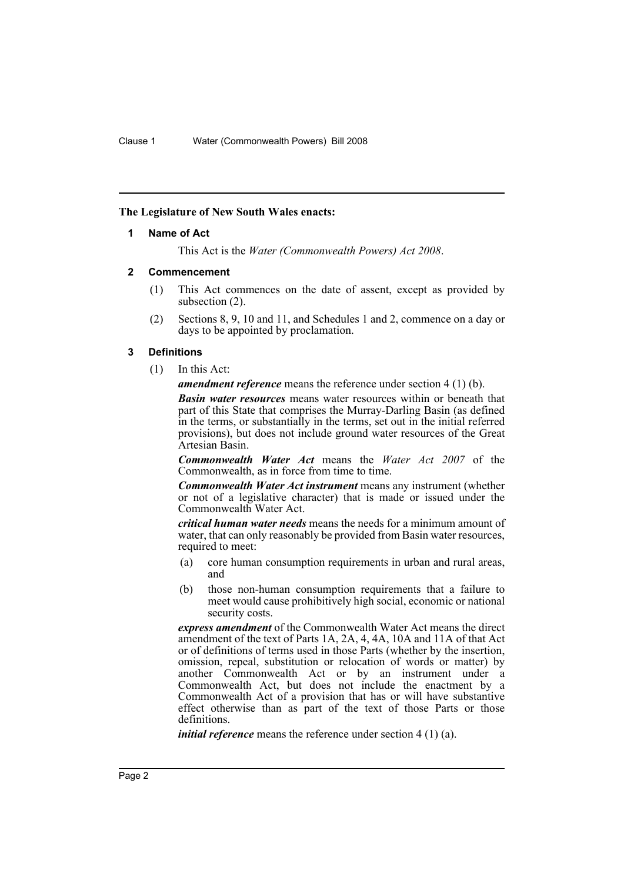**The Legislature of New South Wales enacts:**

### 1 Name of Act

This Act is the *Water (Commonwealth Powers) Act 2008*.

### 2 Commencement

(1) This Act commences on the date of assent, except as provided by subsection (2).

(2) Sections 8, 9, 10 and 11, and Schedules 1 and 2, commence on a day or days to be appointed by proclamation.

### 3 Definitions

(1) In this Act:

***amendment reference*** means the reference under section 4 (1) (b).

***Basin water resources*** means water resources within or beneath that part of this State that comprises the Murray-Darling Basin (as defined in the terms, or substantially in the terms, set out in the initial referred provisions), but does not include ground water resources of the Great Artesian Basin.

***Commonwealth Water Act*** means the *Water Act 2007* of the Commonwealth, as in force from time to time.

***Commonwealth Water Act instrument*** means any instrument (whether or not of a legislative character) that is made or issued under the Commonwealth Water Act.

***critical human water needs*** means the needs for a minimum amount of water, that can only reasonably be provided from Basin water resources, required to meet:

(a) core human consumption requirements in urban and rural areas, and

(b) those non-human consumption requirements that a failure to meet would cause prohibitively high social, economic or national security costs.

***express amendment*** of the Commonwealth Water Act means the direct amendment of the text of Parts 1A, 2A, 4, 4A, 10A and 11A of that Act or of definitions of terms used in those Parts (whether by the insertion, omission, repeal, substitution or relocation of words or matter) by another Commonwealth Act or by an instrument under a Commonwealth Act, but does not include the enactment by a Commonwealth Act of a provision that has or will have substantive effect otherwise than as part of the text of those Parts or those definitions.

***initial reference*** means the reference under section 4 (1) (a).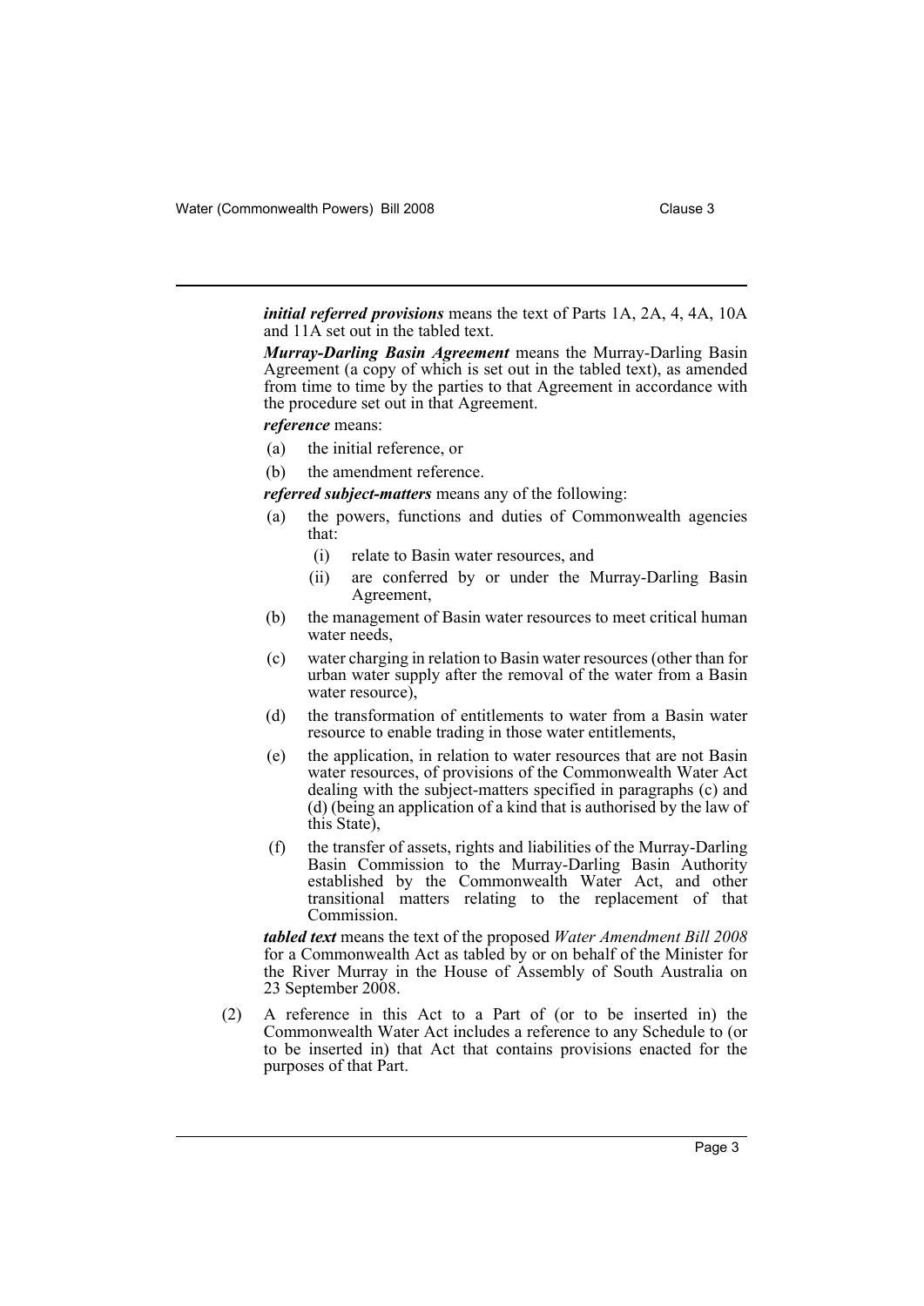***initial referred provisions*** means the text of Parts 1A, 2A, 4, 4A, 10A and 11A set out in the tabled text.

***Murray-Darling Basin Agreement*** means the Murray-Darling Basin Agreement (a copy of which is set out in the tabled text), as amended from time to time by the parties to that Agreement in accordance with the procedure set out in that Agreement.

***reference*** means:

- (a) the initial reference, or
- (b) the amendment reference.

***referred subject-matters*** means any of the following:

- (a) the powers, functions and duties of Commonwealth agencies that:
  - (i) relate to Basin water resources, and
  - (ii) are conferred by or under the Murray-Darling Basin Agreement,
- (b) the management of Basin water resources to meet critical human water needs,
- (c) water charging in relation to Basin water resources (other than for urban water supply after the removal of the water from a Basin water resource),
- (d) the transformation of entitlements to water from a Basin water resource to enable trading in those water entitlements,
- (e) the application, in relation to water resources that are not Basin water resources, of provisions of the Commonwealth Water Act dealing with the subject-matters specified in paragraphs (c) and (d) (being an application of a kind that is authorised by the law of this State),
- (f) the transfer of assets, rights and liabilities of the Murray-Darling Basin Commission to the Murray-Darling Basin Authority established by the Commonwealth Water Act, and other transitional matters relating to the replacement of that Commission.

***tabled text*** means the text of the proposed *Water Amendment Bill 2008* for a Commonwealth Act as tabled by or on behalf of the Minister for the River Murray in the House of Assembly of South Australia on 23 September 2008.

(2) A reference in this Act to a Part of (or to be inserted in) the Commonwealth Water Act includes a reference to any Schedule to (or to be inserted in) that Act that contains provisions enacted for the purposes of that Part.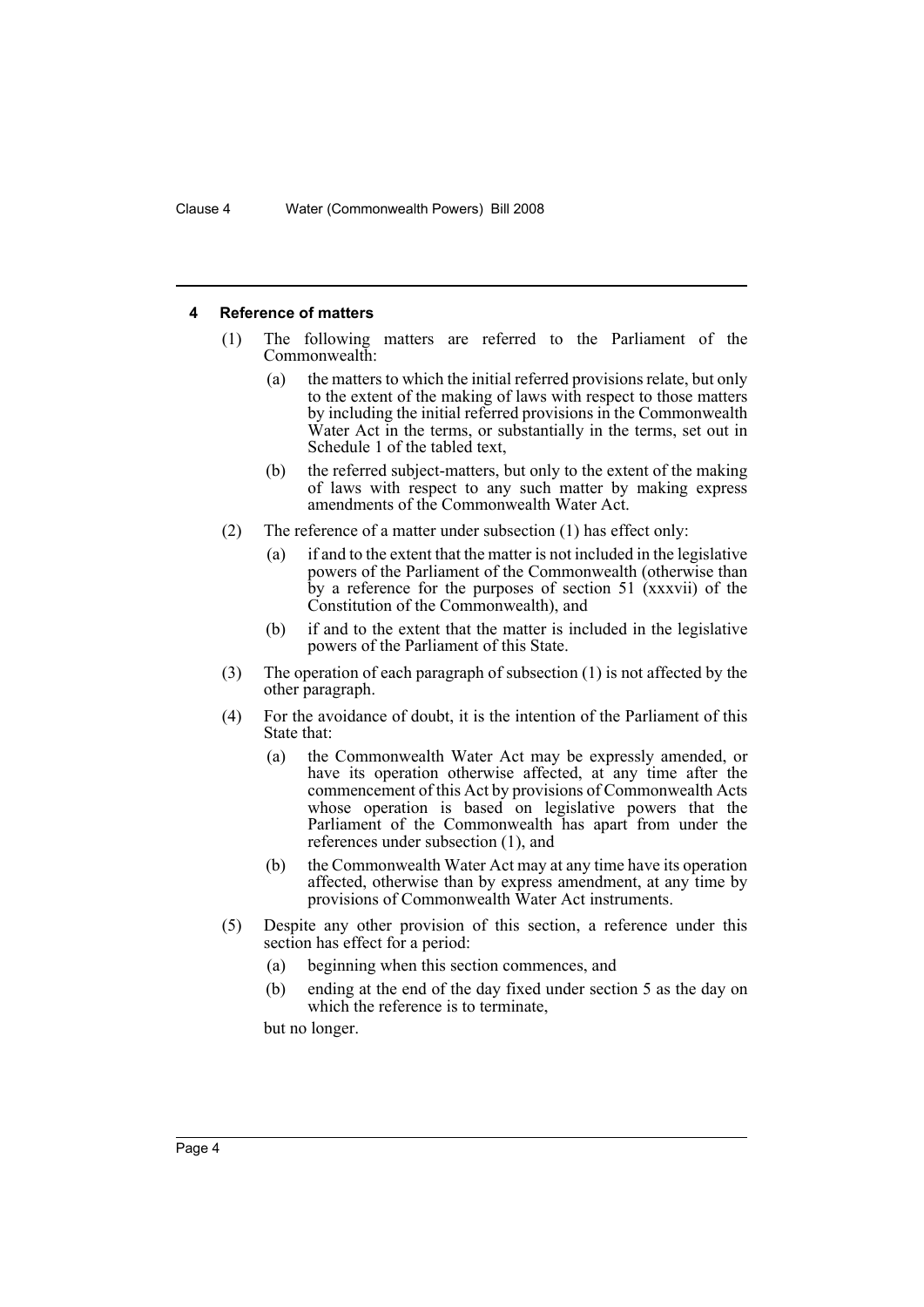#### 4 Reference of matters

(1) The following matters are referred to the Parliament of the Commonwealth:

(a) the matters to which the initial referred provisions relate, but only to the extent of the making of laws with respect to those matters by including the initial referred provisions in the Commonwealth Water Act in the terms, or substantially in the terms, set out in Schedule 1 of the tabled text,

(b) the referred subject-matters, but only to the extent of the making of laws with respect to any such matter by making express amendments of the Commonwealth Water Act.

(2) The reference of a matter under subsection (1) has effect only:

(a) if and to the extent that the matter is not included in the legislative powers of the Parliament of the Commonwealth (otherwise than by a reference for the purposes of section 51 (xxxvii) of the Constitution of the Commonwealth), and

(b) if and to the extent that the matter is included in the legislative powers of the Parliament of this State.

(3) The operation of each paragraph of subsection (1) is not affected by the other paragraph.

(4) For the avoidance of doubt, it is the intention of the Parliament of this State that:

(a) the Commonwealth Water Act may be expressly amended, or have its operation otherwise affected, at any time after the commencement of this Act by provisions of Commonwealth Acts whose operation is based on legislative powers that the Parliament of the Commonwealth has apart from under the references under subsection (1), and

(b) the Commonwealth Water Act may at any time have its operation affected, otherwise than by express amendment, at any time by provisions of Commonwealth Water Act instruments.

(5) Despite any other provision of this section, a reference under this section has effect for a period:

(a) beginning when this section commences, and

(b) ending at the end of the day fixed under section 5 as the day on which the reference is to terminate,

but no longer.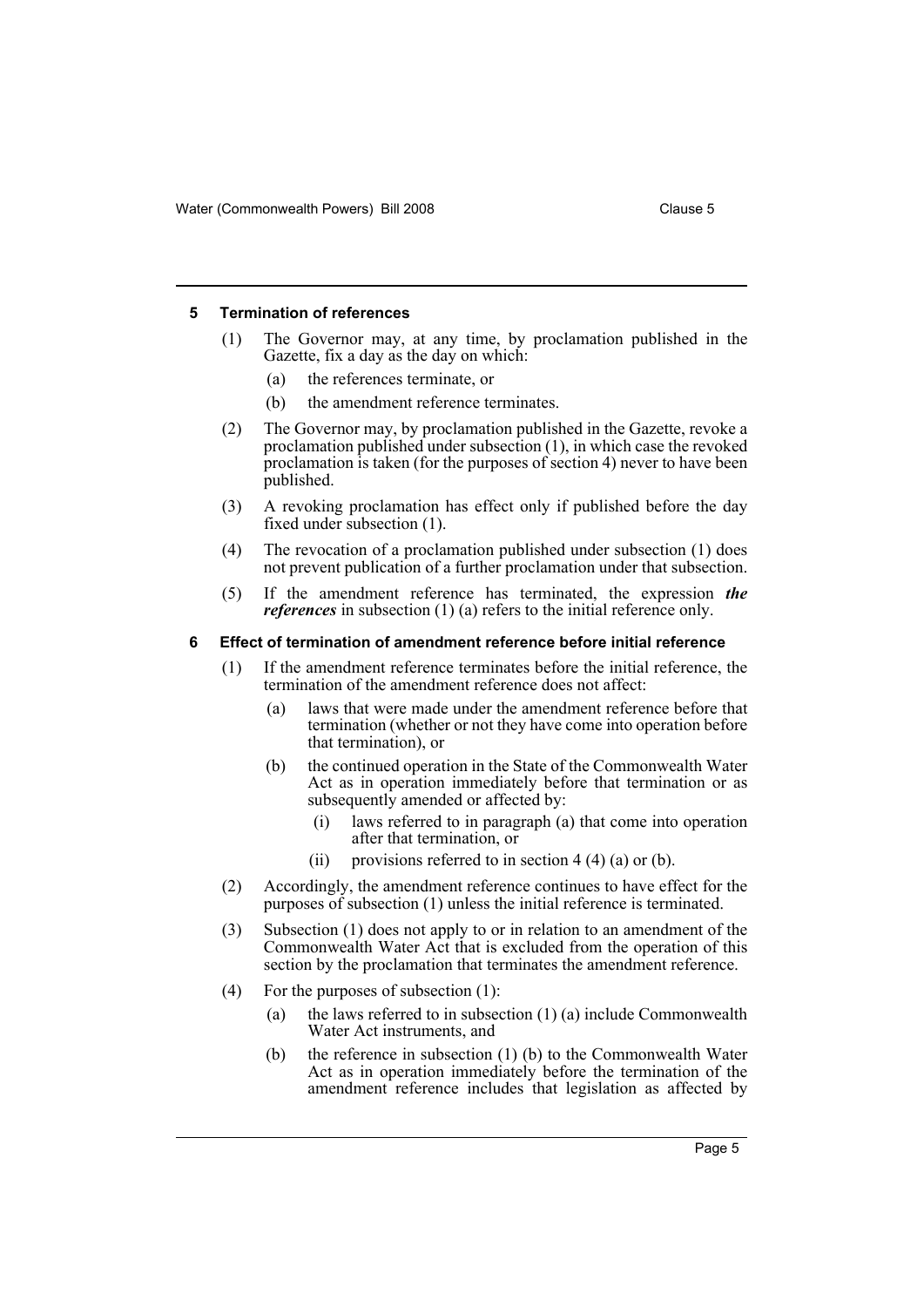## 5 Termination of references

(1) The Governor may, at any time, by proclamation published in the Gazette, fix a day as the day on which:

   (a) the references terminate, or

   (b) the amendment reference terminates.

(2) The Governor may, by proclamation published in the Gazette, revoke a proclamation published under subsection (1), in which case the revoked proclamation is taken (for the purposes of section 4) never to have been published.

(3) A revoking proclamation has effect only if published before the day fixed under subsection (1).

(4) The revocation of a proclamation published under subsection (1) does not prevent publication of a further proclamation under that subsection.

(5) If the amendment reference has terminated, the expression ***the references*** in subsection (1) (a) refers to the initial reference only.

## 6 Effect of termination of amendment reference before initial reference

(1) If the amendment reference terminates before the initial reference, the termination of the amendment reference does not affect:

   (a) laws that were made under the amendment reference before that termination (whether or not they have come into operation before that termination), or

   (b) the continued operation in the State of the Commonwealth Water Act as in operation immediately before that termination or as subsequently amended or affected by:

      (i) laws referred to in paragraph (a) that come into operation after that termination, or

      (ii) provisions referred to in section 4 (4) (a) or (b).

(2) Accordingly, the amendment reference continues to have effect for the purposes of subsection (1) unless the initial reference is terminated.

(3) Subsection (1) does not apply to or in relation to an amendment of the Commonwealth Water Act that is excluded from the operation of this section by the proclamation that terminates the amendment reference.

(4) For the purposes of subsection (1):

   (a) the laws referred to in subsection (1) (a) include Commonwealth Water Act instruments, and

   (b) the reference in subsection (1) (b) to the Commonwealth Water Act as in operation immediately before the termination of the amendment reference includes that legislation as affected by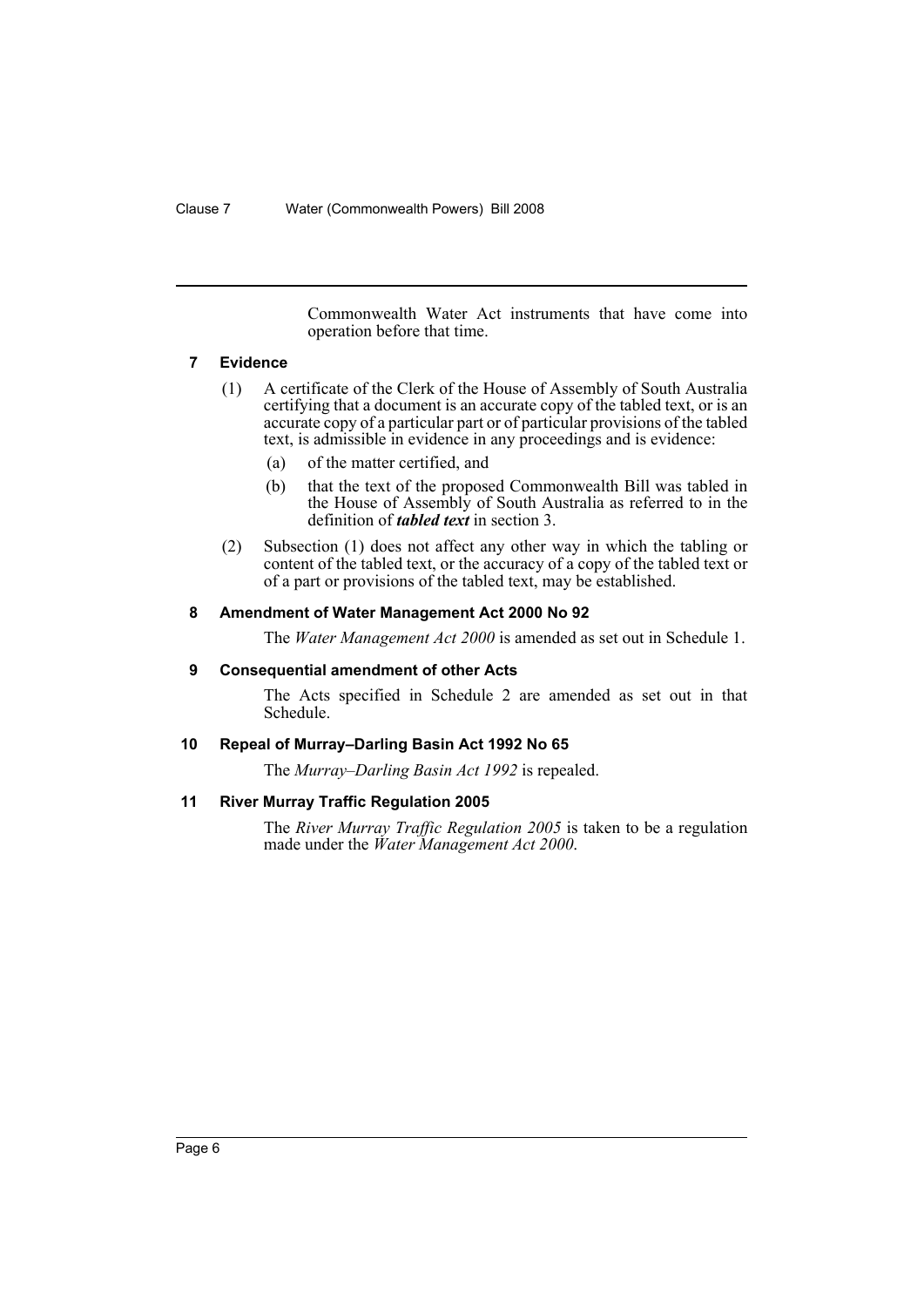Commonwealth Water Act instruments that have come into operation before that time.

### 7 Evidence

(1) A certificate of the Clerk of the House of Assembly of South Australia certifying that a document is an accurate copy of the tabled text, or is an accurate copy of a particular part or of particular provisions of the tabled text, is admissible in evidence in any proceedings and is evidence:

(a) of the matter certified, and

(b) that the text of the proposed Commonwealth Bill was tabled in the House of Assembly of South Australia as referred to in the definition of ***tabled text*** in section 3.

(2) Subsection (1) does not affect any other way in which the tabling or content of the tabled text, or the accuracy of a copy of the tabled text or of a part or provisions of the tabled text, may be established.

### 8 Amendment of Water Management Act 2000 No 92

The *Water Management Act 2000* is amended as set out in Schedule 1.

### 9 Consequential amendment of other Acts

The Acts specified in Schedule 2 are amended as set out in that Schedule.

### 10 Repeal of Murray–Darling Basin Act 1992 No 65

The *Murray–Darling Basin Act 1992* is repealed.

### 11 River Murray Traffic Regulation 2005

The *River Murray Traffic Regulation 2005* is taken to be a regulation made under the *Water Management Act 2000*.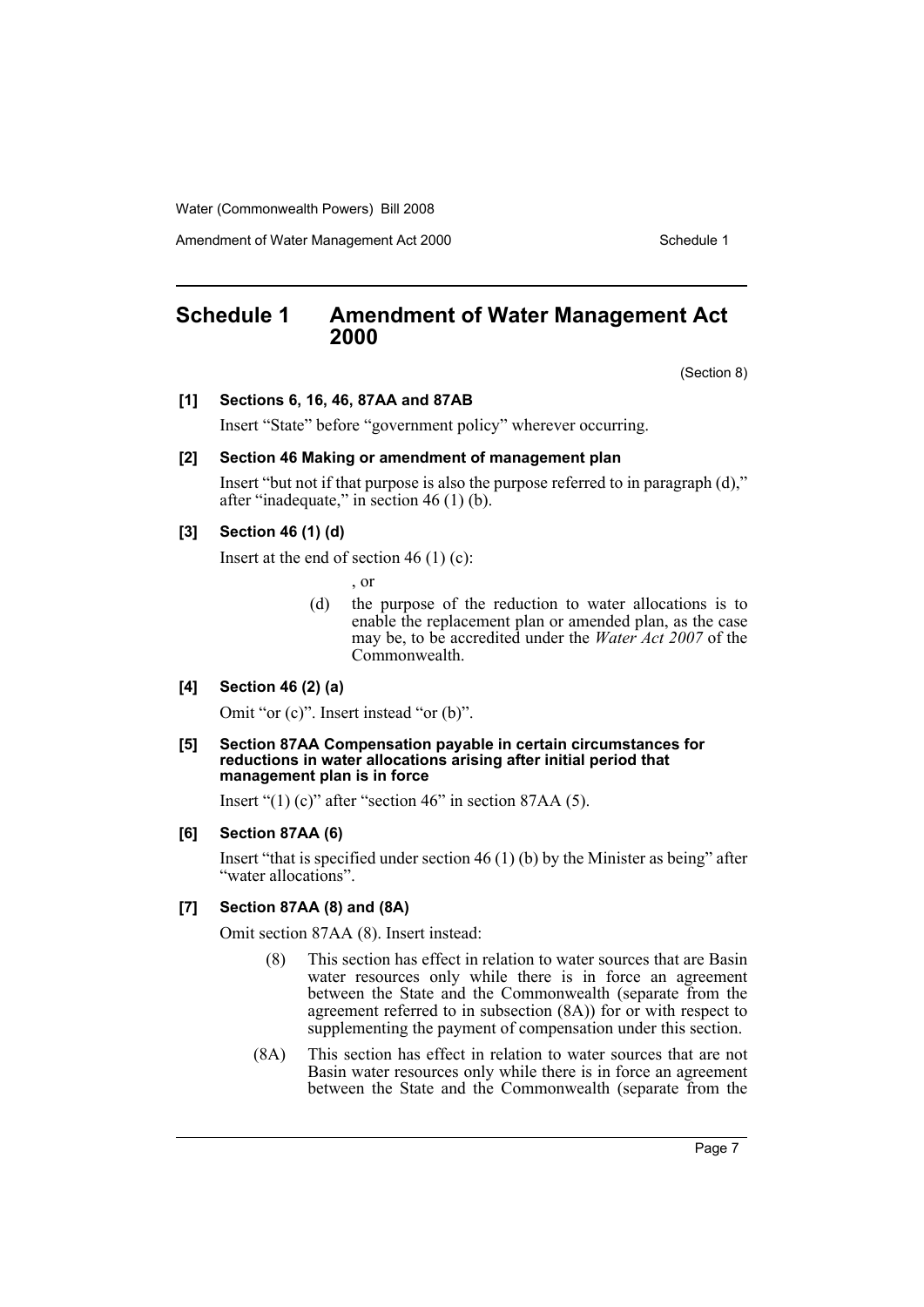# Schedule 1 Amendment of Water Management Act 2000

(Section 8)

**[1] Sections 6, 16, 46, 87AA and 87AB**

Insert "State" before "government policy" wherever occurring.

**[2] Section 46 Making or amendment of management plan**

Insert "but not if that purpose is also the purpose referred to in paragraph (d)," after "inadequate," in section 46 (1) (b).

**[3] Section 46 (1) (d)**

Insert at the end of section 46 (1) (c):

, or

(d) the purpose of the reduction to water allocations is to enable the replacement plan or amended plan, as the case may be, to be accredited under the *Water Act 2007* of the Commonwealth.

**[4] Section 46 (2) (a)**

Omit "or (c)". Insert instead "or (b)".

**[5] Section 87AA Compensation payable in certain circumstances for reductions in water allocations arising after initial period that management plan is in force**

Insert "(1) (c)" after "section 46" in section 87AA (5).

**[6] Section 87AA (6)**

Insert "that is specified under section 46 (1) (b) by the Minister as being" after "water allocations".

**[7] Section 87AA (8) and (8A)**

Omit section 87AA (8). Insert instead:

(8) This section has effect in relation to water sources that are Basin water resources only while there is in force an agreement between the State and the Commonwealth (separate from the agreement referred to in subsection (8A)) for or with respect to supplementing the payment of compensation under this section.

(8A) This section has effect in relation to water sources that are not Basin water resources only while there is in force an agreement between the State and the Commonwealth (separate from the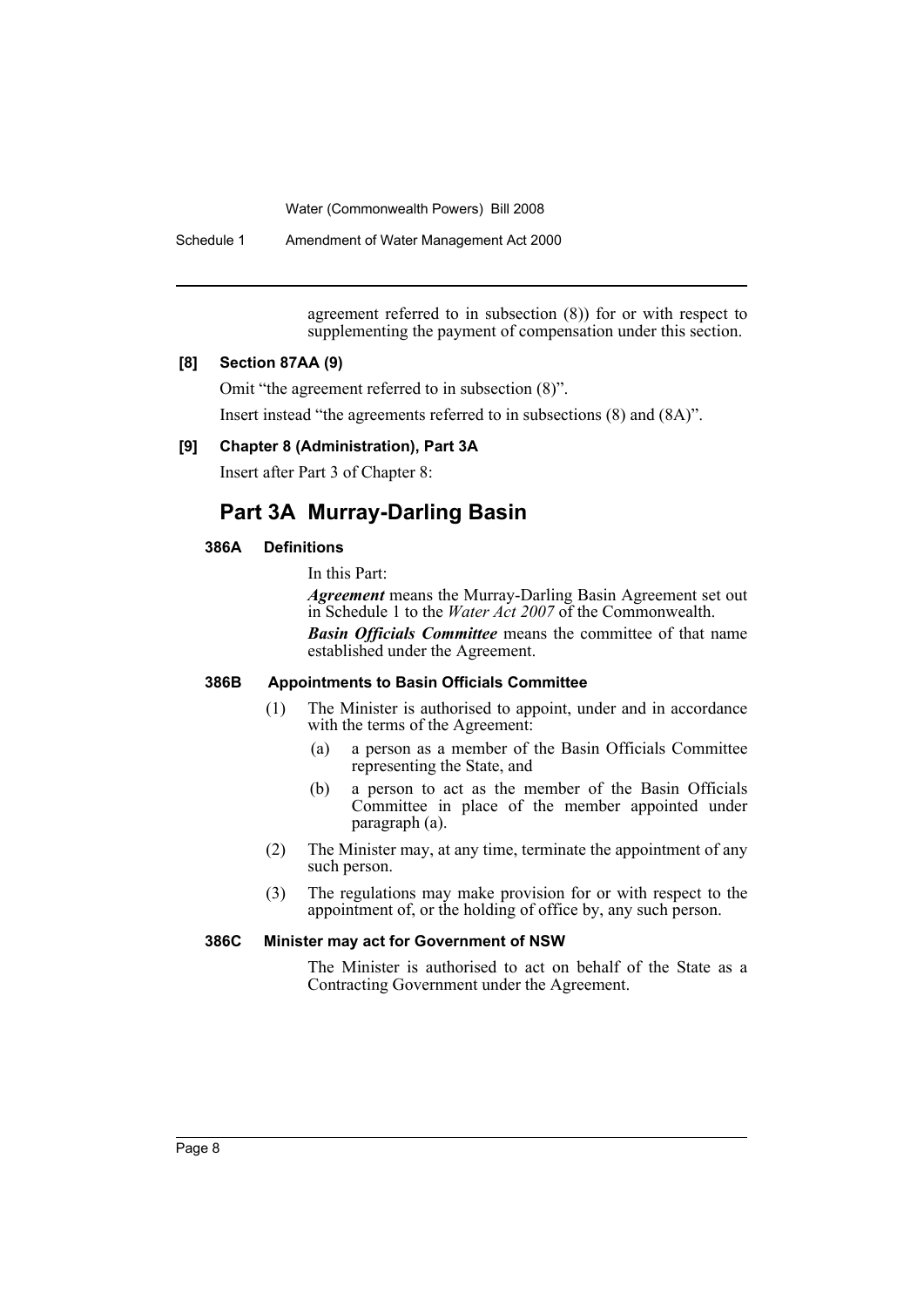agreement referred to in subsection (8)) for or with respect to supplementing the payment of compensation under this section.

**[8] Section 87AA (9)**

Omit "the agreement referred to in subsection (8)".

Insert instead "the agreements referred to in subsections (8) and (8A)".

**[9] Chapter 8 (Administration), Part 3A**

Insert after Part 3 of Chapter 8:

## Part 3A Murray-Darling Basin

### 386A Definitions

In this Part:

***Agreement*** means the Murray-Darling Basin Agreement set out in Schedule 1 to the *Water Act 2007* of the Commonwealth.

***Basin Officials Committee*** means the committee of that name established under the Agreement.

### 386B Appointments to Basin Officials Committee

(1) The Minister is authorised to appoint, under and in accordance with the terms of the Agreement:

- (a) a person as a member of the Basin Officials Committee representing the State, and
- (b) a person to act as the member of the Basin Officials Committee in place of the member appointed under paragraph (a).

(2) The Minister may, at any time, terminate the appointment of any such person.

(3) The regulations may make provision for or with respect to the appointment of, or the holding of office by, any such person.

### 386C Minister may act for Government of NSW

The Minister is authorised to act on behalf of the State as a Contracting Government under the Agreement.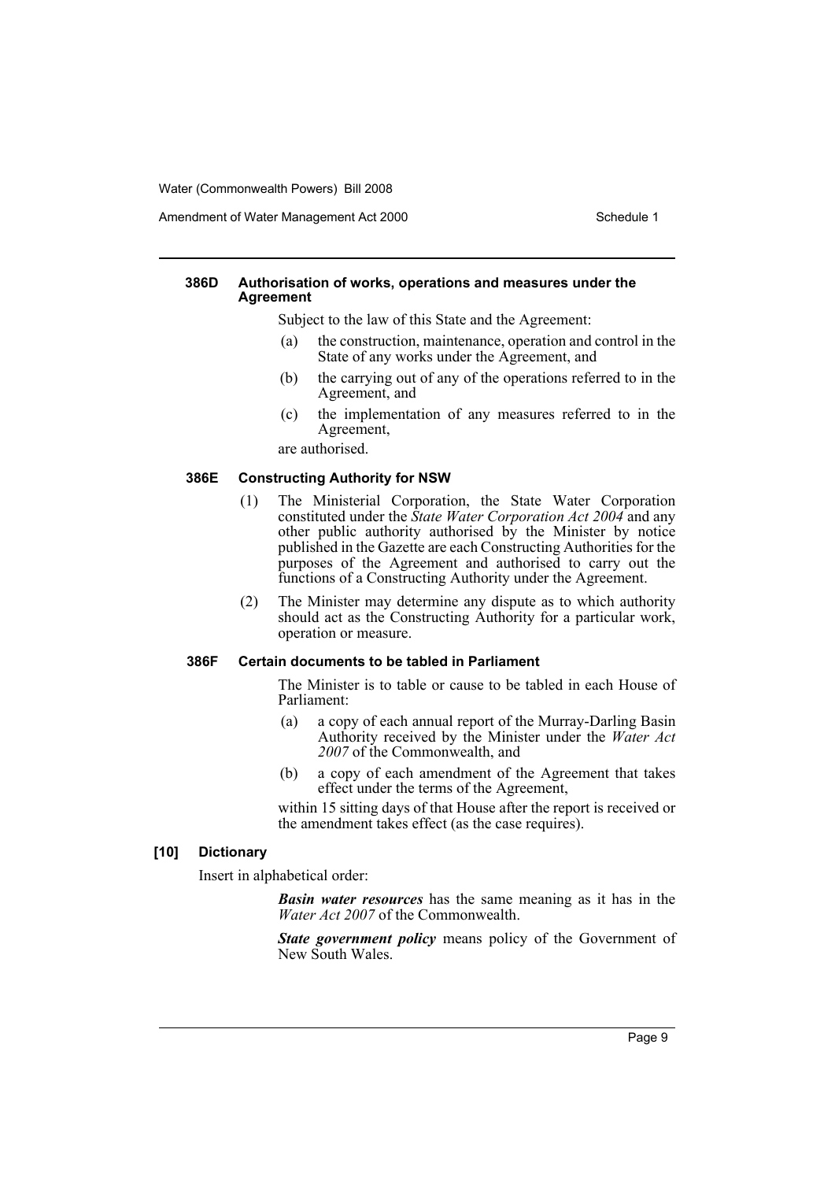#### 386D Authorisation of works, operations and measures under the Agreement

Subject to the law of this State and the Agreement:

- (a) the construction, maintenance, operation and control in the State of any works under the Agreement, and
- (b) the carrying out of any of the operations referred to in the Agreement, and
- (c) the implementation of any measures referred to in the Agreement,

are authorised.

#### 386E Constructing Authority for NSW

(1) The Ministerial Corporation, the State Water Corporation constituted under the *State Water Corporation Act 2004* and any other public authority authorised by the Minister by notice published in the Gazette are each Constructing Authorities for the purposes of the Agreement and authorised to carry out the functions of a Constructing Authority under the Agreement.

(2) The Minister may determine any dispute as to which authority should act as the Constructing Authority for a particular work, operation or measure.

#### 386F Certain documents to be tabled in Parliament

The Minister is to table or cause to be tabled in each House of Parliament:

- (a) a copy of each annual report of the Murray-Darling Basin Authority received by the Minister under the *Water Act 2007* of the Commonwealth, and
- (b) a copy of each amendment of the Agreement that takes effect under the terms of the Agreement,

within 15 sitting days of that House after the report is received or the amendment takes effect (as the case requires).

### [10] Dictionary

Insert in alphabetical order:

***Basin water resources*** has the same meaning as it has in the *Water Act 2007* of the Commonwealth.

***State government policy*** means policy of the Government of New South Wales.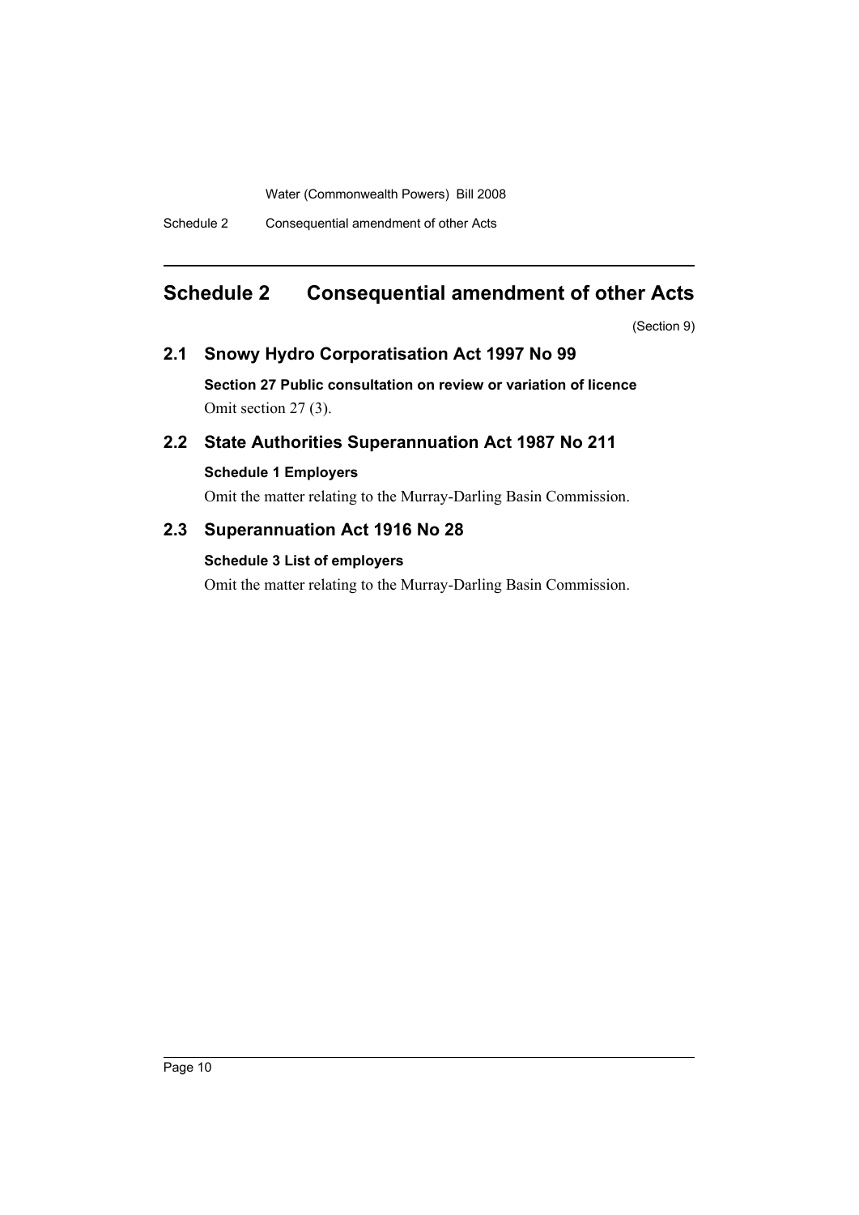# Schedule 2 Consequential amendment of other Acts

(Section 9)

## 2.1 Snowy Hydro Corporatisation Act 1997 No 99

**Section 27 Public consultation on review or variation of licence**

Omit section 27 (3).

## 2.2 State Authorities Superannuation Act 1987 No 211

**Schedule 1 Employers**

Omit the matter relating to the Murray-Darling Basin Commission.

## 2.3 Superannuation Act 1916 No 28

**Schedule 3 List of employers**

Omit the matter relating to the Murray-Darling Basin Commission.